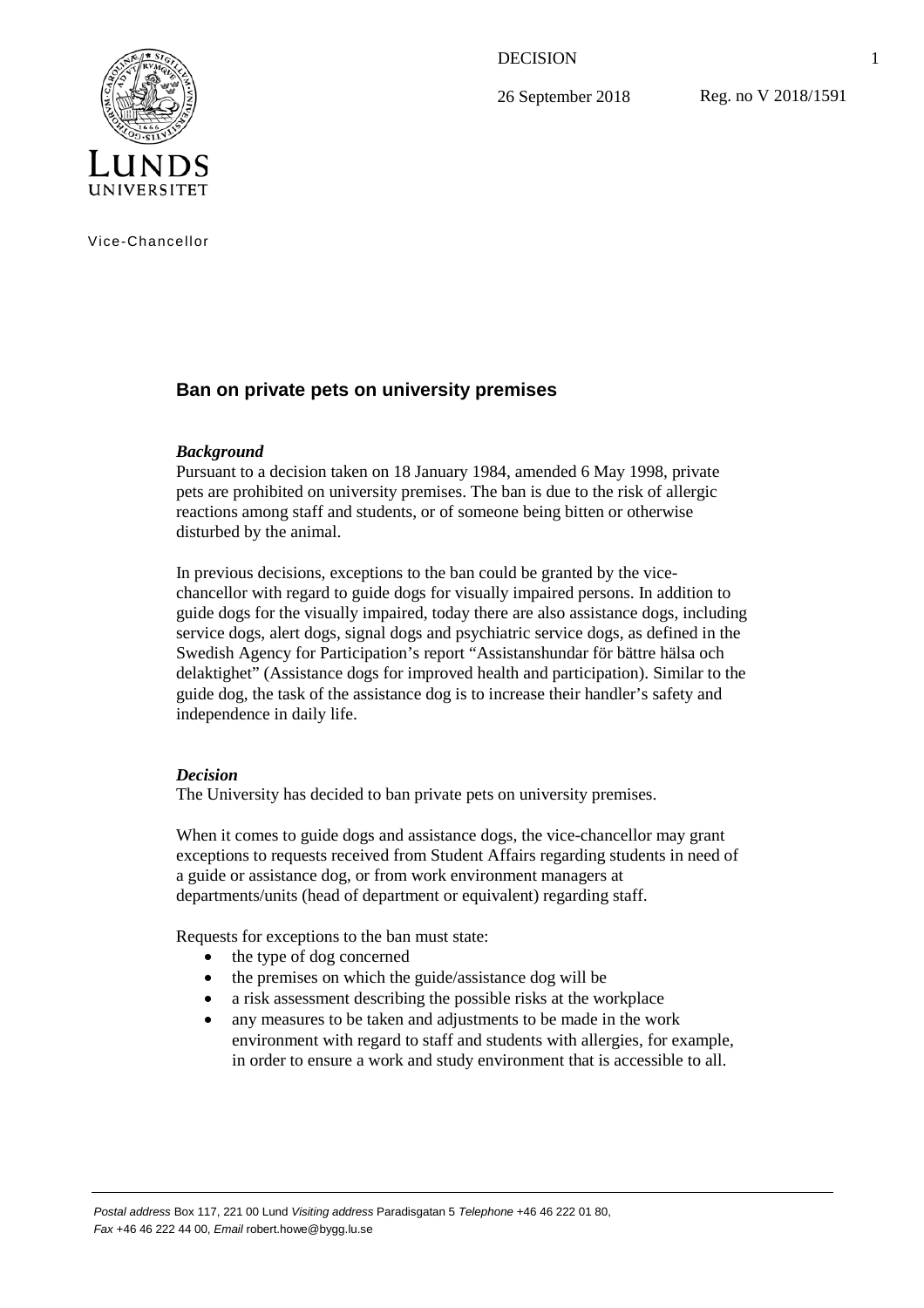DECISION

26 September 2018

Reg. no V 2018/1591

LUNDS UNIVERSITET

Vice-Chancellor

## Ban on private pets on university premises

### *Background*

Pursuant to a decision taken on 18 January 1984, amended 6 May 1998, private pets are prohibited on university premises. The ban is due to the risk of allergic reactions among staff and students, or of someone being bitten or otherwise disturbed by the animal.

In previous decisions, exceptions to the ban could be granted by the vice-chancellor with regard to guide dogs for visually impaired persons. In addition to guide dogs for the visually impaired, today there are also assistance dogs, including service dogs, alert dogs, signal dogs and psychiatric service dogs, as defined in the Swedish Agency for Participation's report "Assistanshundar för bättre hälsa och delaktighet" (Assistance dogs for improved health and participation). Similar to the guide dog, the task of the assistance dog is to increase their handler's safety and independence in daily life.

### *Decision*

The University has decided to ban private pets on university premises.

When it comes to guide dogs and assistance dogs, the vice-chancellor may grant exceptions to requests received from Student Affairs regarding students in need of a guide or assistance dog, or from work environment managers at departments/units (head of department or equivalent) regarding staff.

Requests for exceptions to the ban must state:

- the type of dog concerned
- the premises on which the guide/assistance dog will be
- a risk assessment describing the possible risks at the workplace
- any measures to be taken and adjustments to be made in the work environment with regard to staff and students with allergies, for example, in order to ensure a work and study environment that is accessible to all.

*Postal address* Box 117, 221 00 Lund *Visiting address* Paradisgatan 5 *Telephone* +46 46 222 01 80, *Fax* +46 46 222 44 00, *Email* robert.howe@bygg.lu.se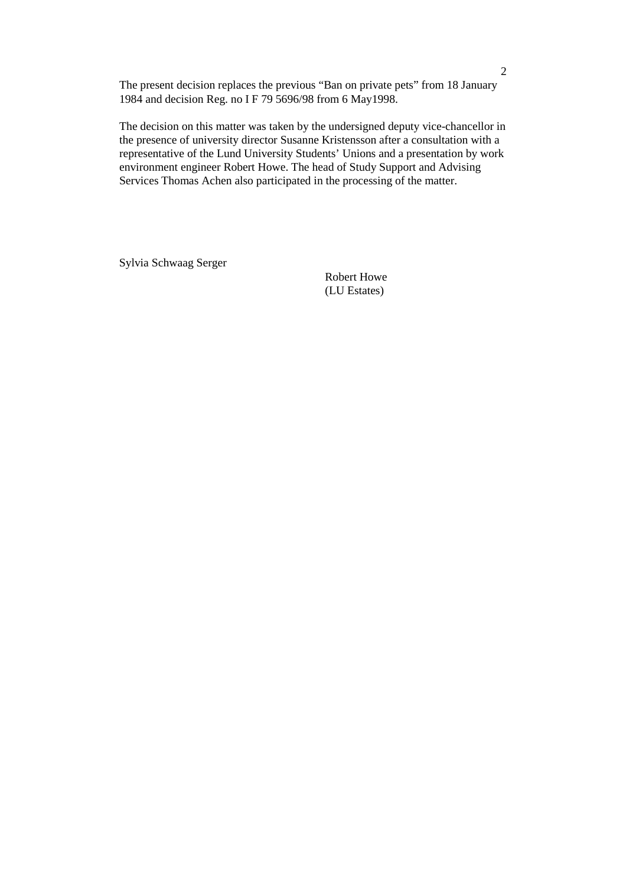The present decision replaces the previous “Ban on private pets” from 18 January 1984 and decision Reg. no I F 79 5696/98 from 6 May1998.

The decision on this matter was taken by the undersigned deputy vice-chancellor in the presence of university director Susanne Kristensson after a consultation with a representative of the Lund University Students’ Unions and a presentation by work environment engineer Robert Howe. The head of Study Support and Advising Services Thomas Achen also participated in the processing of the matter.

Sylvia Schwaag Serger

Robert Howe
(LU Estates)